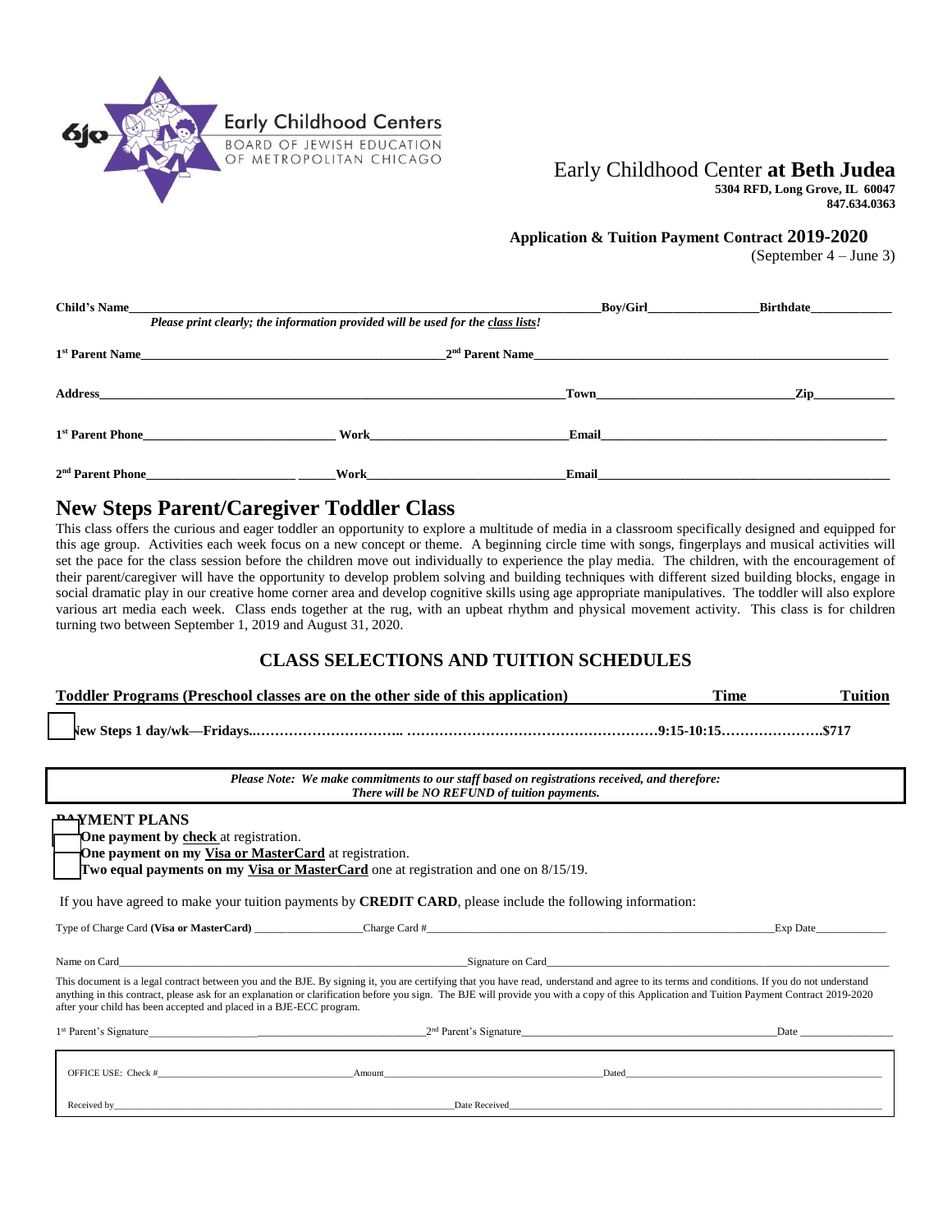Early Childhood Centers
BOARD OF JEWISH EDUCATION OF METROPOLITAN CHICAGO

# Early Childhood Center **at Beth Judea**

**5304 RFD, Long Grove, IL 60047**
**847.634.0363**

**Application & Tuition Payment Contract 2019-2020**
(September 4 – June 3)

**Child's Name**\_\_\_\_\_\_\_\_\_\_\_\_\_\_\_\_\_\_\_\_ **Boy/Girl**\_\_\_\_\_\_\_\_ **Birthdate**\_\_\_\_\_\_\_\_

***Please print clearly; the information provided will be used for the class lists!***

**1st Parent Name**\_\_\_\_\_\_\_\_\_\_\_\_\_\_\_\_\_\_\_\_ **2nd Parent Name**\_\_\_\_\_\_\_\_\_\_\_\_\_\_\_\_\_\_\_\_

**Address**\_\_\_\_\_\_\_\_\_\_\_\_\_\_\_\_\_\_\_\_ **Town**\_\_\_\_\_\_\_\_\_\_\_\_ **Zip**\_\_\_\_\_\_\_\_

**1st Parent Phone**\_\_\_\_\_\_\_\_\_\_\_\_ **Work**\_\_\_\_\_\_\_\_\_\_\_\_ **Email**\_\_\_\_\_\_\_\_\_\_\_\_

**2nd Parent Phone**\_\_\_\_\_\_\_\_\_\_\_\_ **Work**\_\_\_\_\_\_\_\_\_\_\_\_ **Email**\_\_\_\_\_\_\_\_\_\_\_\_

## New Steps Parent/Caregiver Toddler Class

This class offers the curious and eager toddler an opportunity to explore a multitude of media in a classroom specifically designed and equipped for this age group. Activities each week focus on a new concept or theme. A beginning circle time with songs, fingerplays and musical activities will set the pace for the class session before the children move out individually to experience the play media. The children, with the encouragement of their parent/caregiver will have the opportunity to develop problem solving and building techniques with different sized building blocks, engage in social dramatic play in our creative home corner area and develop cognitive skills using age appropriate manipulatives. The toddler will also explore various art media each week. Class ends together at the rug, with an upbeat rhythm and physical movement activity. This class is for children turning two between September 1, 2019 and August 31, 2020.

## CLASS SELECTIONS AND TUITION SCHEDULES

| Toddler Programs (Preschool classes are on the other side of this application) | Time | Tuition |
|---|---|---|
| ☐ **New Steps 1 day/wk—Fridays** | **9:15-10:15** | **$717** |

***Please Note: We make commitments to our staff based on registrations received, and therefore: There will be NO REFUND of tuition payments.***

**PAYMENT PLANS**

- ☐ **One payment by check** at registration.
- ☐ **One payment on my Visa or MasterCard** at registration.
- ☐ **Two equal payments on my Visa or MasterCard** one at registration and one on 8/15/19.

If you have agreed to make your tuition payments by **CREDIT CARD**, please include the following information:

Type of Charge Card **(Visa or MasterCard)**\_\_\_\_\_\_\_\_ Charge Card #\_\_\_\_\_\_\_\_\_\_\_\_ Exp Date\_\_\_\_\_\_

Name on Card\_\_\_\_\_\_\_\_\_\_\_\_ Signature on Card\_\_\_\_\_\_\_\_\_\_\_\_

This document is a legal contract between you and the BJE. By signing it, you are certifying that you have read, understand and agree to its terms and conditions. If you do not understand anything in this contract, please ask for an explanation or clarification before you sign. The BJE will provide you with a copy of this Application and Tuition Payment Contract 2019-2020 after your child has been accepted and placed in a BJE-ECC program.

1st Parent's Signature\_\_\_\_\_\_\_\_\_\_\_\_ 2nd Parent's Signature\_\_\_\_\_\_\_\_\_\_\_\_ Date\_\_\_\_\_\_

OFFICE USE: Check #\_\_\_\_\_\_\_\_ Amount\_\_\_\_\_\_\_\_ Dated\_\_\_\_\_\_\_\_

Received by\_\_\_\_\_\_\_\_\_\_\_\_ Date Received\_\_\_\_\_\_\_\_\_\_\_\_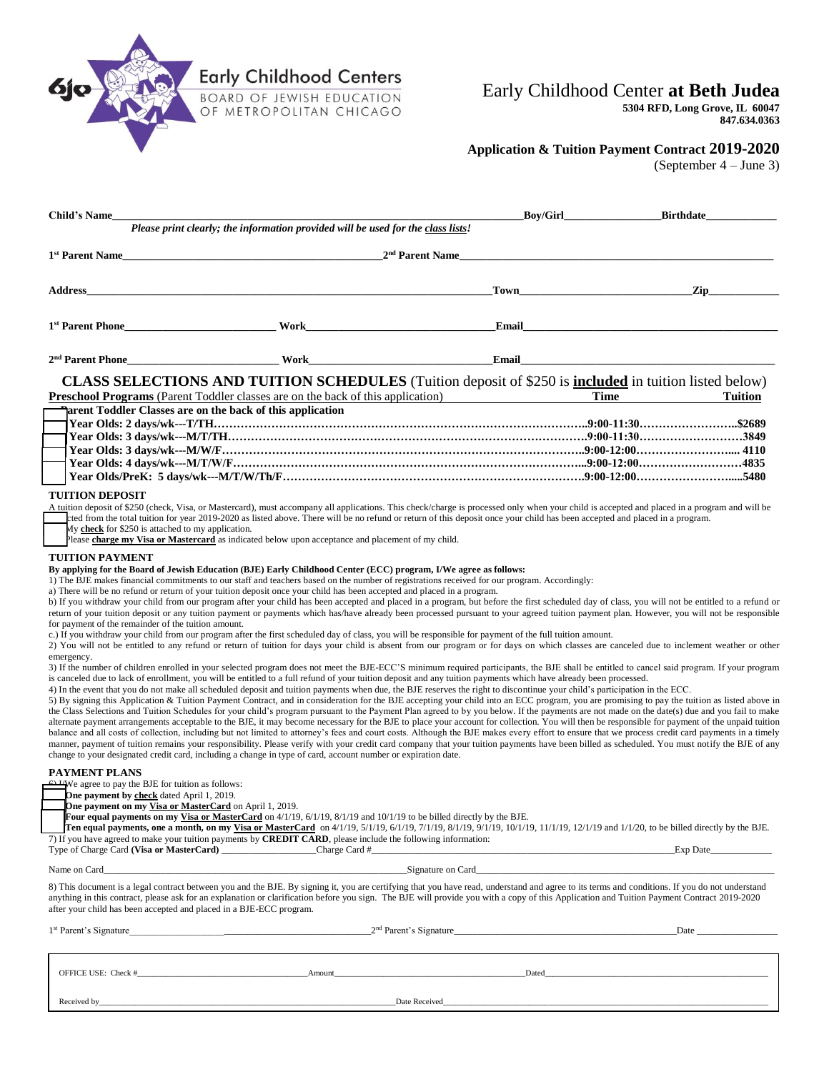Early Childhood Centers
BOARD OF JEWISH EDUCATION OF METROPOLITAN CHICAGO

# Early Childhood Center **at Beth Judea**

**5304 RFD, Long Grove, IL 60047**
**847.634.0363**

## Application & Tuition Payment Contract 2019-2020

(September 4 – June 3)

**Child's Name**\_\_\_\_\_\_\_\_\_\_\_\_\_\_\_\_\_\_\_\_\_\_\_\_\_\_\_\_\_\_ **Boy/Girl**\_\_\_\_\_\_\_\_\_\_ **Birthdate**\_\_\_\_\_\_\_\_\_\_

***Please print clearly; the information provided will be used for the class lists!***

**1st Parent Name**\_\_\_\_\_\_\_\_\_\_\_\_\_\_\_\_\_\_\_\_ **2nd Parent Name**\_\_\_\_\_\_\_\_\_\_\_\_\_\_\_\_\_\_\_\_

**Address**\_\_\_\_\_\_\_\_\_\_\_\_\_\_\_\_\_\_\_\_ **Town**\_\_\_\_\_\_\_\_\_\_\_\_\_\_\_\_\_\_\_\_ **Zip**\_\_\_\_\_\_\_\_\_\_

**1st Parent Phone**\_\_\_\_\_\_\_\_\_\_\_\_\_\_\_\_\_\_\_\_ **Work**\_\_\_\_\_\_\_\_\_\_\_\_\_\_\_\_\_\_\_\_ **Email**\_\_\_\_\_\_\_\_\_\_\_\_\_\_\_\_\_\_\_\_

**2nd Parent Phone**\_\_\_\_\_\_\_\_\_\_\_\_\_\_\_\_\_\_\_\_ **Work**\_\_\_\_\_\_\_\_\_\_\_\_\_\_\_\_\_\_\_\_ **Email**\_\_\_\_\_\_\_\_\_\_\_\_\_\_\_\_\_\_\_\_

## CLASS SELECTIONS AND TUITION SCHEDULES (Tuition deposit of $250 is **included** in tuition listed below)

| **Preschool Programs** (Parent Toddler classes are on the back of this application) | **Time** | **Tuition** |
|---|---|---|
| **Parent Toddler Classes are on the back of this application** | | |
| **Year Olds: 2 days/wk---T/TH** | **9:00-11:30** | **$2689** |
| **Year Olds: 3 days/wk---M/T/TH** | **9:00-11:30** | **3849** |
| **Year Olds: 3 days/wk---M/W/F** | **9:00-12:00** | **4110** |
| **Year Olds: 4 days/wk---M/T/W/F** | **9:00-12:00** | **4835** |
| **Year Olds/PreK: 5 days/wk---M/T/W/Th/F** | **9:00-12:00** | **5480** |

### TUITION DEPOSIT

A tuition deposit of $250 (check, Visa, or Mastercard), must accompany all applications. This check/charge is processed only when your child is accepted and placed in a program and will be deducted from the total tuition for year 2019-2020 as listed above. There will be no refund or return of this deposit once your child has been accepted and placed in a program.

- My **check** for $250 is attached to my application.
- Please **charge my Visa or Mastercard** as indicated below upon acceptance and placement of my child.

### TUITION PAYMENT

**By applying for the Board of Jewish Education (BJE) Early Childhood Center (ECC) program, I/We agree as follows:**

1) The BJE makes financial commitments to our staff and teachers based on the number of registrations received for our program. Accordingly:

a) There will be no refund or return of your tuition deposit once your child has been accepted and placed in a program.

b) If you withdraw your child from our program after your child has been accepted and placed in a program, but before the first scheduled day of class, you will not be entitled to a refund or return of your tuition deposit or any tuition payment or payments which has/have already been processed pursuant to your agreed tuition payment plan. However, you will not be responsible for payment of the remainder of the tuition amount.

c.) If you withdraw your child from our program after the first scheduled day of class, you will be responsible for payment of the full tuition amount.

2) You will not be entitled to any refund or return of tuition for days your child is absent from our program or for days on which classes are canceled due to inclement weather or other emergency.

3) If the number of children enrolled in your selected program does not meet the BJE-ECC'S minimum required participants, the BJE shall be entitled to cancel said program. If your program is canceled due to lack of enrollment, you will be entitled to a full refund of your tuition deposit and any tuition payments which have already been processed.

4) In the event that you do not make all scheduled deposit and tuition payments when due, the BJE reserves the right to discontinue your child's participation in the ECC.

5) By signing this Application & Tuition Payment Contract, and in consideration for the BJE accepting your child into an ECC program, you are promising to pay the tuition as listed above in the Class Selections and Tuition Schedules for your child's program pursuant to the Payment Plan agreed to by you below. If the payments are not made on the date(s) due and you fail to make alternate payment arrangements acceptable to the BJE, it may become necessary for the BJE to place your account for collection. You will then be responsible for payment of the unpaid tuition balance and all costs of collection, including but not limited to attorney's fees and court costs. Although the BJE makes every effort to ensure that we process credit card payments in a timely manner, payment of tuition remains your responsibility. Please verify with your credit card company that your tuition payments have been billed as scheduled. You must notify the BJE of any change to your designated credit card, including a change in type of card, account number or expiration date.

### PAYMENT PLANS

6) I/We agree to pay the BJE for tuition as follows:

- **One payment by check** dated April 1, 2019.
- **One payment on my Visa or MasterCard** on April 1, 2019.
- **Four equal payments on my Visa or MasterCard** on 4/1/19, 6/1/19, 8/1/19 and 10/1/19 to be billed directly by the BJE.
- **Ten equal payments, one a month, on my Visa or MasterCard** on 4/1/19, 5/1/19, 6/1/19, 7/1/19, 8/1/19, 9/1/19, 10/1/19, 11/1/19, 12/1/19 and 1/1/20, to be billed directly by the BJE.

7) If you have agreed to make your tuition payments by **CREDIT CARD**, please include the following information:

Type of Charge Card **(Visa or MasterCard)** \_\_\_\_\_\_\_\_\_\_ Charge Card #\_\_\_\_\_\_\_\_\_\_\_\_\_\_\_\_\_\_\_\_ Exp Date\_\_\_\_\_\_\_\_\_\_

Name on Card\_\_\_\_\_\_\_\_\_\_\_\_\_\_\_\_\_\_\_\_ Signature on Card\_\_\_\_\_\_\_\_\_\_\_\_\_\_\_\_\_\_\_\_

8) This document is a legal contract between you and the BJE. By signing it, you are certifying that you have read, understand and agree to its terms and conditions. If you do not understand anything in this contract, please ask for an explanation or clarification before you sign. The BJE will provide you with a copy of this Application and Tuition Payment Contract 2019-2020 after your child has been accepted and placed in a BJE-ECC program.

1st Parent's Signature\_\_\_\_\_\_\_\_\_\_\_\_\_\_\_\_\_\_\_\_ 2nd Parent's Signature\_\_\_\_\_\_\_\_\_\_\_\_\_\_\_\_\_\_\_\_ Date \_\_\_\_\_\_\_\_\_\_

OFFICE USE: Check #\_\_\_\_\_\_\_\_\_\_\_\_\_\_\_\_\_\_\_\_ Amount\_\_\_\_\_\_\_\_\_\_\_\_\_\_\_\_\_\_\_\_ Dated\_\_\_\_\_\_\_\_\_\_\_\_\_\_\_\_\_\_\_\_

Received by\_\_\_\_\_\_\_\_\_\_\_\_\_\_\_\_\_\_\_\_ Date Received\_\_\_\_\_\_\_\_\_\_\_\_\_\_\_\_\_\_\_\_